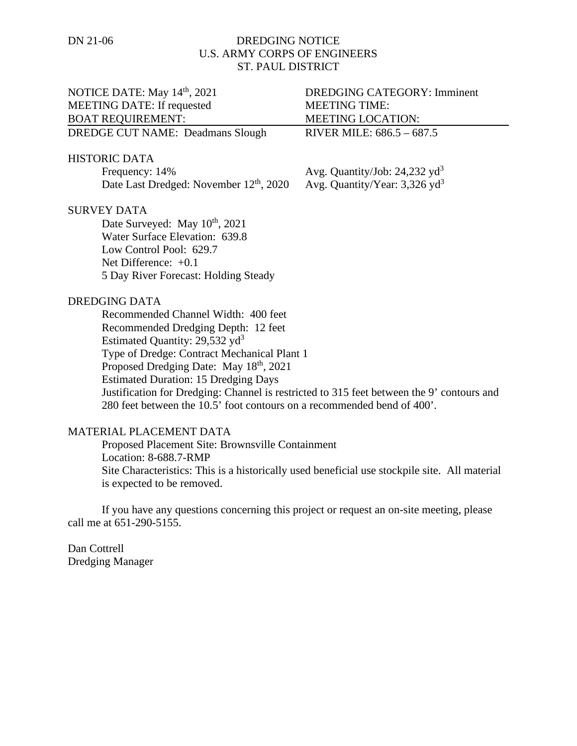DN 21-06

# DREDGING NOTICE
## U.S. ARMY CORPS OF ENGINEERS
## ST. PAUL DISTRICT

| | |
|---|---|
| NOTICE DATE: May 14th, 2021 | DREDGING CATEGORY: Imminent |
| MEETING DATE: If requested | MEETING TIME: |
| BOAT REQUIREMENT: | MEETING LOCATION: |
| DREDGE CUT NAME: Deadmans Slough | RIVER MILE: 686.5 – 687.5 |

HISTORIC DATA

| | |
|---|---|
| Frequency: 14% | Avg. Quantity/Job: 24,232 $yd^3$ |
| Date Last Dredged: November 12th, 2020 | Avg. Quantity/Year: 3,326 $yd^3$ |

SURVEY DATA

Date Surveyed: May 10th, 2021
Water Surface Elevation: 639.8
Low Control Pool: 629.7
Net Difference: +0.1
5 Day River Forecast: Holding Steady

DREDGING DATA

Recommended Channel Width: 400 feet
Recommended Dredging Depth: 12 feet
Estimated Quantity: 29,532 $yd^3$
Type of Dredge: Contract Mechanical Plant 1
Proposed Dredging Date: May 18th, 2021
Estimated Duration: 15 Dredging Days
Justification for Dredging: Channel is restricted to 315 feet between the 9' contours and 280 feet between the 10.5' foot contours on a recommended bend of 400'.

MATERIAL PLACEMENT DATA

Proposed Placement Site: Brownsville Containment
Location: 8-688.7-RMP
Site Characteristics: This is a historically used beneficial use stockpile site. All material is expected to be removed.

If you have any questions concerning this project or request an on-site meeting, please call me at 651-290-5155.

Dan Cottrell
Dredging Manager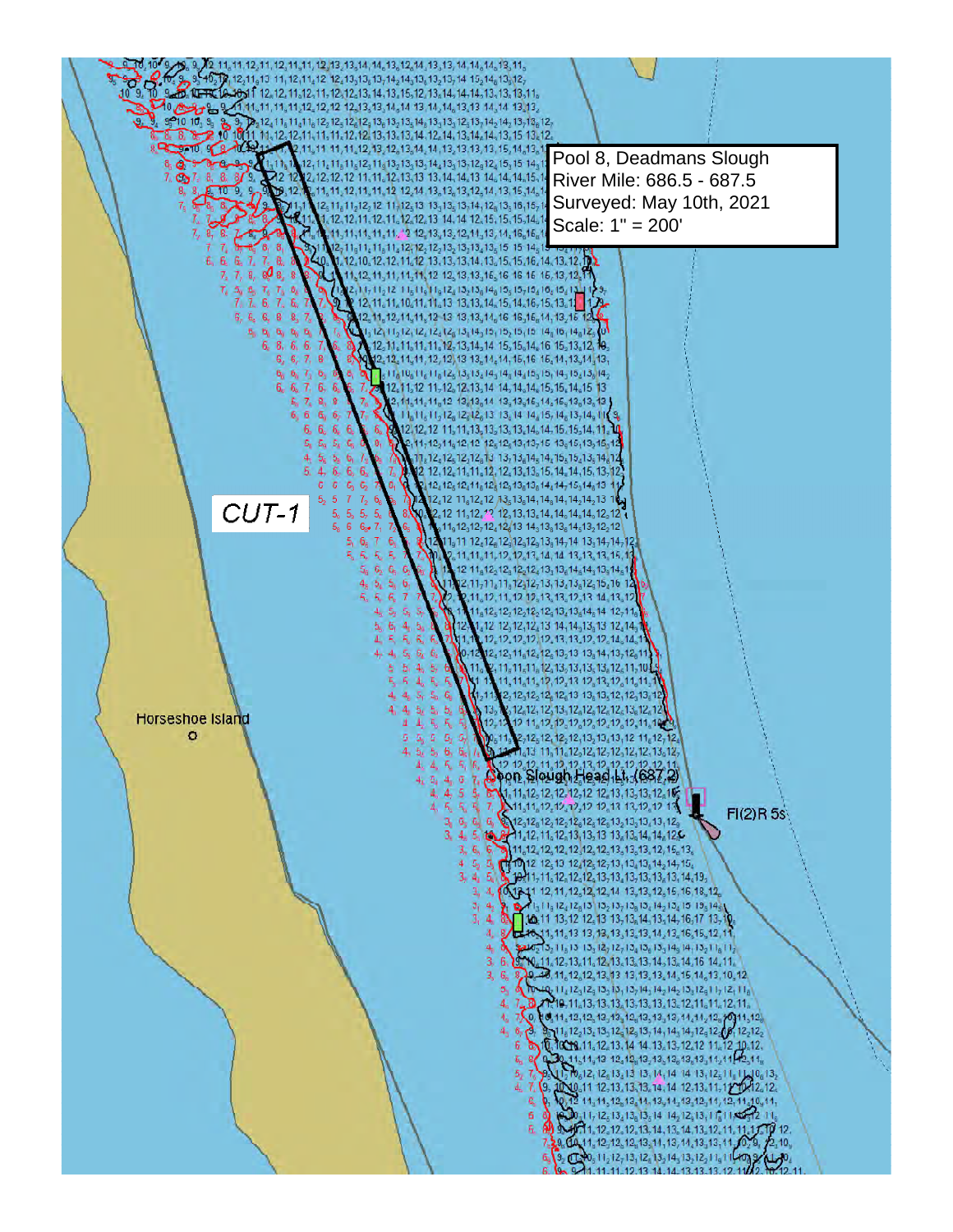Pool 8, Deadmans Slough
River Mile: 686.5 - 687.5
Surveyed: May 10th, 2021
Scale: 1" = 200'

CUT-1

Horseshoe Island

Coon Slough Head Lt. (687.2)

Fl(2)R 5s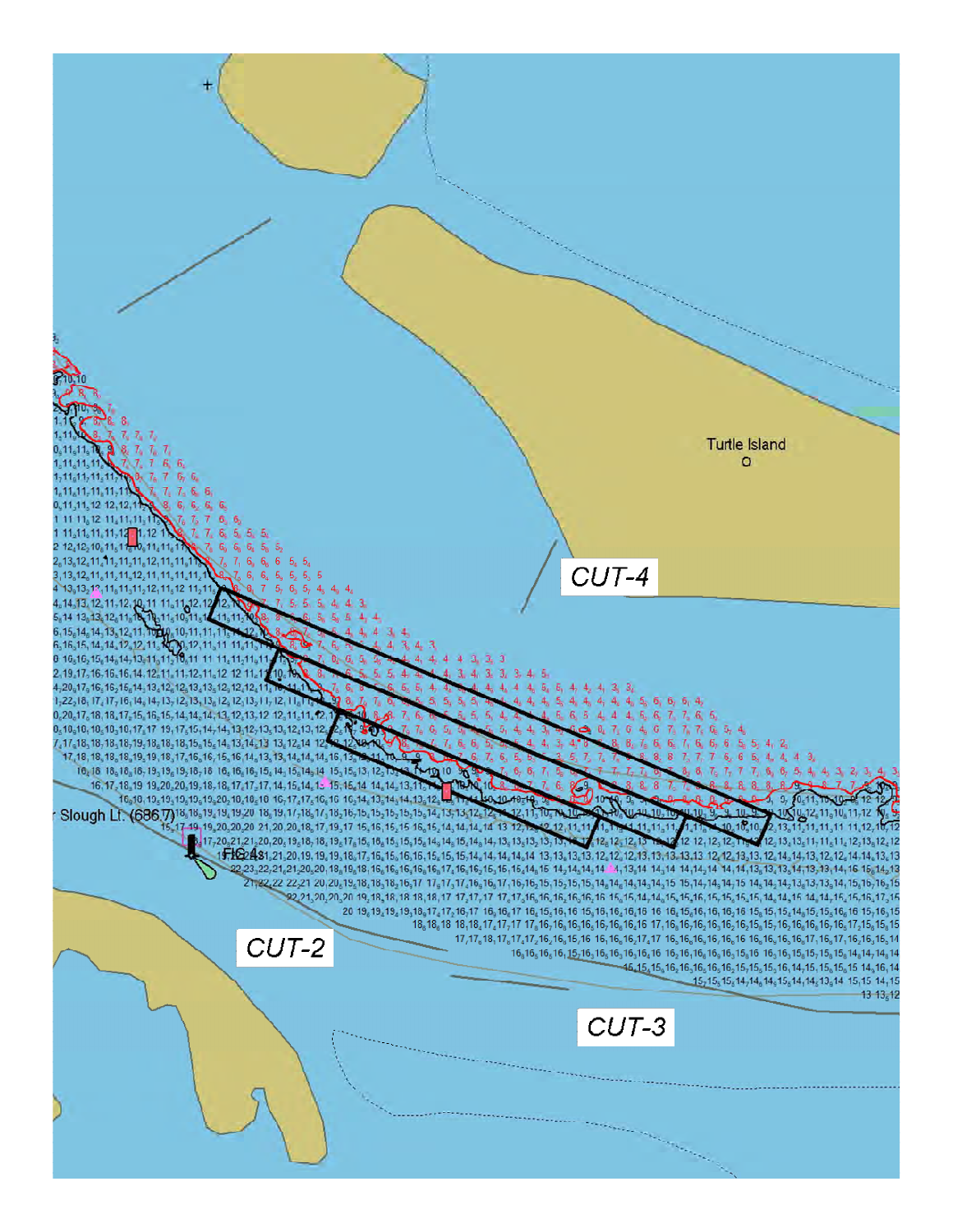Turtle Island

CUT-4

CUT-2

CUT-3

Slough Lt. (686.7)

FIG 4